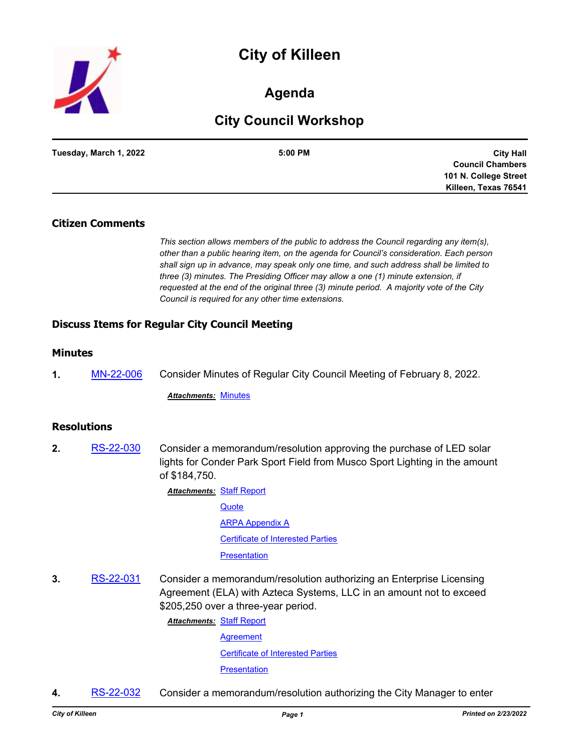# City of Killeen

## Agenda

## City Council Workshop

**Tuesday, March 1, 2022** | **5:00 PM** | **City Hall Council Chambers 101 N. College Street Killeen, Texas 76541**

### Citizen Comments

*This section allows members of the public to address the Council regarding any item(s), other than a public hearing item, on the agenda for Council's consideration. Each person shall sign up in advance, may speak only one time, and such address shall be limited to three (3) minutes. The Presiding Officer may allow a one (1) minute extension, if requested at the end of the original three (3) minute period. A majority vote of the City Council is required for any other time extensions.*

### Discuss Items for Regular City Council Meeting

### Minutes

**1.** MN-22-006 Consider Minutes of Regular City Council Meeting of February 8, 2022.

***Attachments:*** Minutes

### Resolutions

**2.** RS-22-030 Consider a memorandum/resolution approving the purchase of LED solar lights for Conder Park Sport Field from Musco Sport Lighting in the amount of $184,750.

***Attachments:*** Staff Report
Quote
ARPA Appendix A
Certificate of Interested Parties
Presentation

**3.** RS-22-031 Consider a memorandum/resolution authorizing an Enterprise Licensing Agreement (ELA) with Azteca Systems, LLC in an amount not to exceed $205,250 over a three-year period.

***Attachments:*** Staff Report
Agreement
Certificate of Interested Parties
Presentation

**4.** RS-22-032 Consider a memorandum/resolution authorizing the City Manager to enter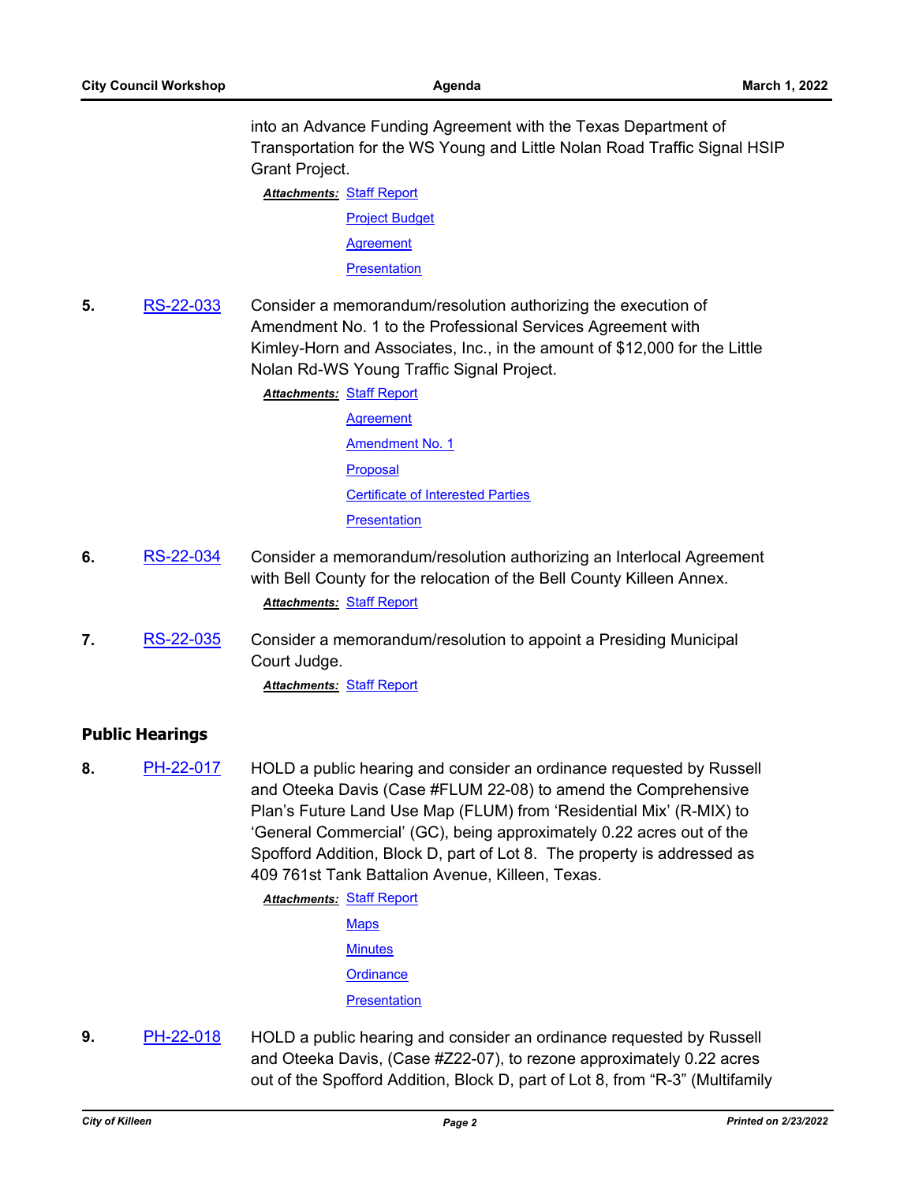into an Advance Funding Agreement with the Texas Department of Transportation for the WS Young and Little Nolan Road Traffic Signal HSIP Grant Project.

***Attachments:*** Staff Report
Project Budget
Agreement
Presentation

**5.** RS-22-033 Consider a memorandum/resolution authorizing the execution of Amendment No. 1 to the Professional Services Agreement with Kimley-Horn and Associates, Inc., in the amount of $12,000 for the Little Nolan Rd-WS Young Traffic Signal Project.

***Attachments:*** Staff Report
Agreement
Amendment No. 1
Proposal
Certificate of Interested Parties
Presentation

**6.** RS-22-034 Consider a memorandum/resolution authorizing an Interlocal Agreement with Bell County for the relocation of the Bell County Killeen Annex.

***Attachments:*** Staff Report

**7.** RS-22-035 Consider a memorandum/resolution to appoint a Presiding Municipal Court Judge.

***Attachments:*** Staff Report

## Public Hearings

**8.** PH-22-017 HOLD a public hearing and consider an ordinance requested by Russell and Oteeka Davis (Case #FLUM 22-08) to amend the Comprehensive Plan's Future Land Use Map (FLUM) from 'Residential Mix' (R-MIX) to 'General Commercial' (GC), being approximately 0.22 acres out of the Spofford Addition, Block D, part of Lot 8. The property is addressed as 409 761st Tank Battalion Avenue, Killeen, Texas.

***Attachments:*** Staff Report
Maps
Minutes
Ordinance
Presentation

**9.** PH-22-018 HOLD a public hearing and consider an ordinance requested by Russell and Oteeka Davis, (Case #Z22-07), to rezone approximately 0.22 acres out of the Spofford Addition, Block D, part of Lot 8, from "R-3" (Multifamily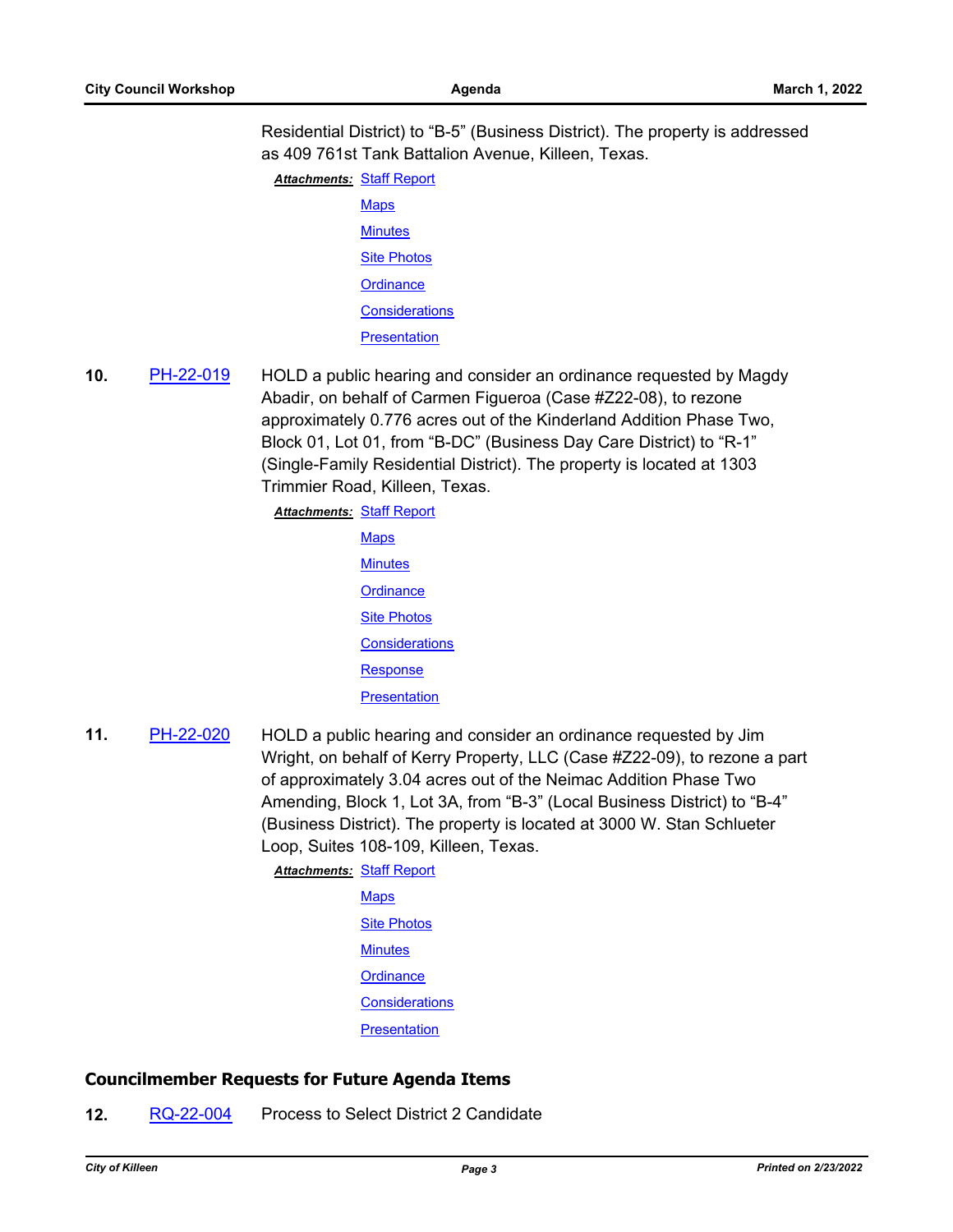Residential District) to “B-5” (Business District). The property is addressed as 409 761st Tank Battalion Avenue, Killeen, Texas.

***Attachments:*** Staff Report
Maps
Minutes
Site Photos
Ordinance
Considerations
Presentation

**10.** PH-22-019 HOLD a public hearing and consider an ordinance requested by Magdy Abadir, on behalf of Carmen Figueroa (Case #Z22-08), to rezone approximately 0.776 acres out of the Kinderland Addition Phase Two, Block 01, Lot 01, from “B-DC” (Business Day Care District) to “R-1” (Single-Family Residential District). The property is located at 1303 Trimmier Road, Killeen, Texas.

***Attachments:*** Staff Report
Maps
Minutes
Ordinance
Site Photos
Considerations
Response
Presentation

**11.** PH-22-020 HOLD a public hearing and consider an ordinance requested by Jim Wright, on behalf of Kerry Property, LLC (Case #Z22-09), to rezone a part of approximately 3.04 acres out of the Neimac Addition Phase Two Amending, Block 1, Lot 3A, from “B-3” (Local Business District) to “B-4” (Business District). The property is located at 3000 W. Stan Schlueter Loop, Suites 108-109, Killeen, Texas.

***Attachments:*** Staff Report
Maps
Site Photos
Minutes
Ordinance
Considerations
Presentation

## Councilmember Requests for Future Agenda Items

**12.** RQ-22-004 Process to Select District 2 Candidate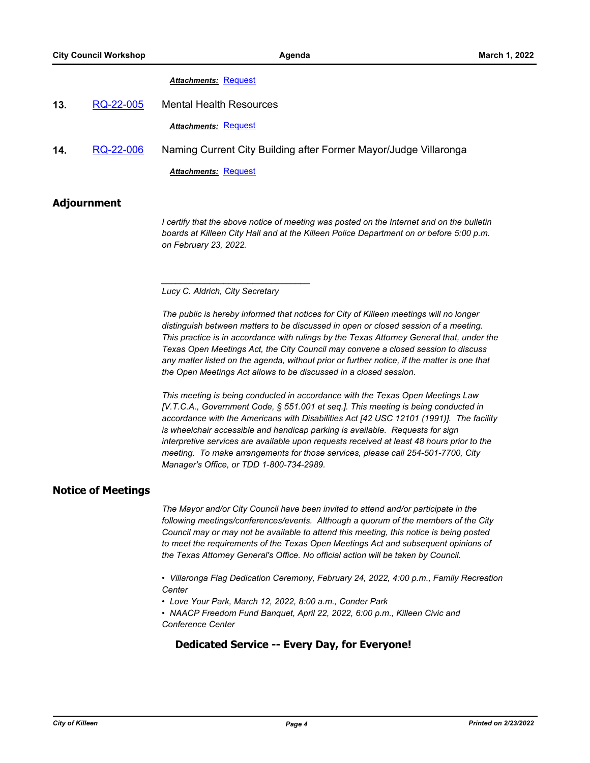***Attachments:*** Request

**13.** RQ-22-005 Mental Health Resources

***Attachments:*** Request

**14.** RQ-22-006 Naming Current City Building after Former Mayor/Judge Villaronga

***Attachments:*** Request

## Adjournment

*I certify that the above notice of meeting was posted on the Internet and on the bulletin boards at Killeen City Hall and at the Killeen Police Department on or before 5:00 p.m. on February 23, 2022.*

______________________________

*Lucy C. Aldrich, City Secretary*

*The public is hereby informed that notices for City of Killeen meetings will no longer distinguish between matters to be discussed in open or closed session of a meeting. This practice is in accordance with rulings by the Texas Attorney General that, under the Texas Open Meetings Act, the City Council may convene a closed session to discuss any matter listed on the agenda, without prior or further notice, if the matter is one that the Open Meetings Act allows to be discussed in a closed session.*

*This meeting is being conducted in accordance with the Texas Open Meetings Law [V.T.C.A., Government Code, § 551.001 et seq.]. This meeting is being conducted in accordance with the Americans with Disabilities Act [42 USC 12101 (1991)]. The facility is wheelchair accessible and handicap parking is available. Requests for sign interpretive services are available upon requests received at least 48 hours prior to the meeting. To make arrangements for those services, please call 254-501-7700, City Manager's Office, or TDD 1-800-734-2989.*

## Notice of Meetings

*The Mayor and/or City Council have been invited to attend and/or participate in the following meetings/conferences/events. Although a quorum of the members of the City Council may or may not be available to attend this meeting, this notice is being posted to meet the requirements of the Texas Open Meetings Act and subsequent opinions of the Texas Attorney General's Office. No official action will be taken by Council.*

- *Villaronga Flag Dedication Ceremony, February 24, 2022, 4:00 p.m., Family Recreation Center*
- *Love Your Park, March 12, 2022, 8:00 a.m., Conder Park*
- *NAACP Freedom Fund Banquet, April 22, 2022, 6:00 p.m., Killeen Civic and Conference Center*

**Dedicated Service -- Every Day, for Everyone!**